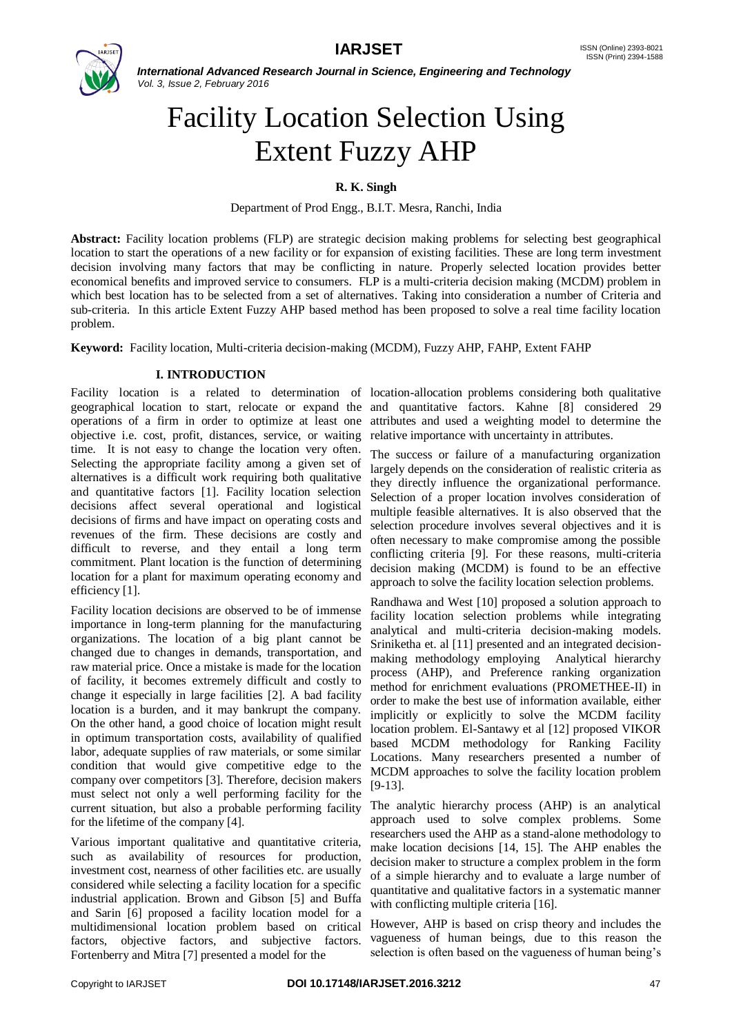# Facility Location Selection Using Extent Fuzzy AHP

**R. K. Singh**

Department of Prod Engg., B.I.T. Mesra, Ranchi, India

**Abstract:** Facility location problems (FLP) are strategic decision making problems for selecting best geographical location to start the operations of a new facility or for expansion of existing facilities. These are long term investment decision involving many factors that may be conflicting in nature. Properly selected location provides better economical benefits and improved service to consumers. FLP is a multi-criteria decision making (MCDM) problem in which best location has to be selected from a set of alternatives. Taking into consideration a number of Criteria and sub-criteria. In this article Extent Fuzzy AHP based method has been proposed to solve a real time facility location problem.

**Keyword:** Facility location, Multi-criteria decision-making (MCDM), Fuzzy AHP, FAHP, Extent FAHP

## I. INTRODUCTION

Facility location is a related to determination of geographical location to start, relocate or expand the operations of a firm in order to optimize at least one objective i.e. cost, profit, distances, service, or waiting time. It is not easy to change the location very often. Selecting the appropriate facility among a given set of alternatives is a difficult work requiring both qualitative and quantitative factors [1]. Facility location selection decisions affect several operational and logistical decisions of firms and have impact on operating costs and revenues of the firm. These decisions are costly and difficult to reverse, and they entail a long term commitment. Plant location is the function of determining location for a plant for maximum operating economy and efficiency [1].

Facility location decisions are observed to be of immense importance in long-term planning for the manufacturing organizations. The location of a big plant cannot be changed due to changes in demands, transportation, and raw material price. Once a mistake is made for the location of facility, it becomes extremely difficult and costly to change it especially in large facilities [2]. A bad facility location is a burden, and it may bankrupt the company. On the other hand, a good choice of location might result in optimum transportation costs, availability of qualified labor, adequate supplies of raw materials, or some similar condition that would give competitive edge to the company over competitors [3]. Therefore, decision makers must select not only a well performing facility for the current situation, but also a probable performing facility for the lifetime of the company [4].

Various important qualitative and quantitative criteria, such as availability of resources for production, investment cost, nearness of other facilities etc. are usually considered while selecting a facility location for a specific industrial application. Brown and Gibson [5] and Buffa and Sarin [6] proposed a facility location model for a multidimensional location problem based on critical factors, objective factors, and subjective factors. Fortenberry and Mitra [7] presented a model for the location-allocation problems considering both qualitative and quantitative factors. Kahne [8] considered 29 attributes and used a weighting model to determine the relative importance with uncertainty in attributes.

The success or failure of a manufacturing organization largely depends on the consideration of realistic criteria as they directly influence the organizational performance. Selection of a proper location involves consideration of multiple feasible alternatives. It is also observed that the selection procedure involves several objectives and it is often necessary to make compromise among the possible conflicting criteria [9]. For these reasons, multi-criteria decision making (MCDM) is found to be an effective approach to solve the facility location selection problems.

Randhawa and West [10] proposed a solution approach to facility location selection problems while integrating analytical and multi-criteria decision-making models. Sriniketha et. al [11] presented and an integrated decision-making methodology employing Analytical hierarchy process (AHP), and Preference ranking organization method for enrichment evaluations (PROMETHEE-II) in order to make the best use of information available, either implicitly or explicitly to solve the MCDM facility location problem. El-Santawy et al [12] proposed VIKOR based MCDM methodology for Ranking Facility Locations. Many researchers presented a number of MCDM approaches to solve the facility location problem [9-13].

The analytic hierarchy process (AHP) is an analytical approach used to solve complex problems. Some researchers used the AHP as a stand-alone methodology to make location decisions [14, 15]. The AHP enables the decision maker to structure a complex problem in the form of a simple hierarchy and to evaluate a large number of quantitative and qualitative factors in a systematic manner with conflicting multiple criteria [16].

However, AHP is based on crisp theory and includes the vagueness of human beings, due to this reason the selection is often based on the vagueness of human being's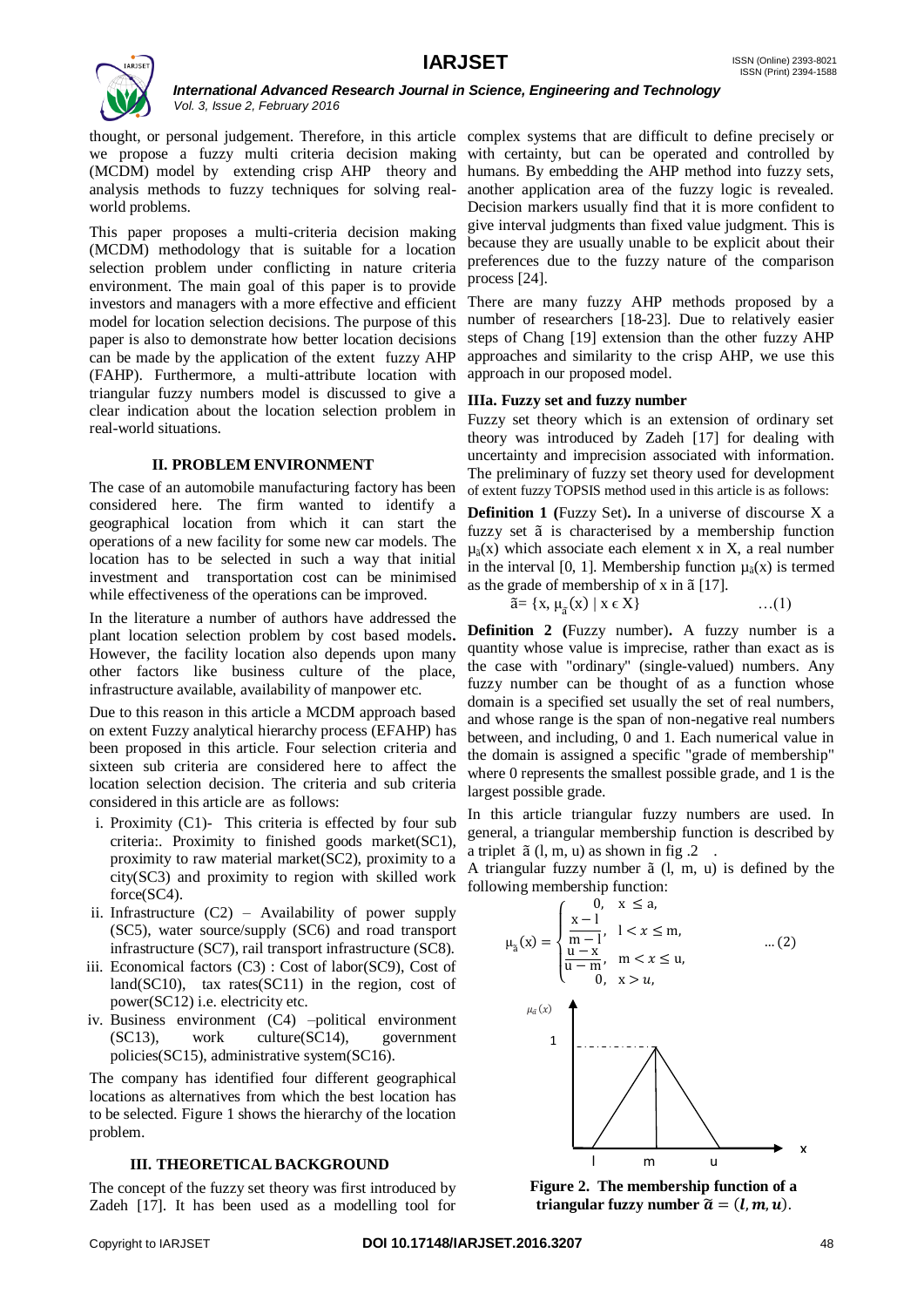thought, or personal judgement. Therefore, in this article we propose a fuzzy multi criteria decision making (MCDM) model by extending crisp AHP theory and analysis methods to fuzzy techniques for solving real-world problems.

This paper proposes a multi-criteria decision making (MCDM) methodology that is suitable for a location selection problem under conflicting in nature criteria environment. The main goal of this paper is to provide investors and managers with a more effective and efficient model for location selection decisions. The purpose of this paper is also to demonstrate how better location decisions can be made by the application of the extent fuzzy AHP (FAHP). Furthermore, a multi-attribute location with triangular fuzzy numbers model is discussed to give a clear indication about the location selection problem in real-world situations.

## II. PROBLEM ENVIRONMENT

The case of an automobile manufacturing factory has been considered here. The firm wanted to identify a geographical location from which it can start the operations of a new facility for some new car models. The location has to be selected in such a way that initial investment and transportation cost can be minimised while effectiveness of the operations can be improved.

In the literature a number of authors have addressed the plant location selection problem by cost based models**.** However, the facility location also depends upon many other factors like business culture of the place, infrastructure available, availability of manpower etc.

Due to this reason in this article a MCDM approach based on extent Fuzzy analytical hierarchy process (EFAHP) has been proposed in this article. Four selection criteria and sixteen sub criteria are considered here to affect the location selection decision. The criteria and sub criteria considered in this article are as follows:

i. Proximity (C1)- This criteria is effected by four sub criteria:. Proximity to finished goods market(SC1), proximity to raw material market(SC2), proximity to a city(SC3) and proximity to region with skilled work force(SC4).
ii. Infrastructure (C2) – Availability of power supply (SC5), water source/supply (SC6) and road transport infrastructure (SC7), rail transport infrastructure (SC8).
iii. Economical factors (C3) : Cost of labor(SC9), Cost of land(SC10), tax rates(SC11) in the region, cost of power(SC12) i.e. electricity etc.
iv. Business environment (C4) –political environment (SC13), work culture(SC14), government policies(SC15), administrative system(SC16).

The company has identified four different geographical locations as alternatives from which the best location has to be selected. Figure 1 shows the hierarchy of the location problem.

## III. THEORETICAL BACKGROUND

The concept of the fuzzy set theory was first introduced by Zadeh [17]. It has been used as a modelling tool for complex systems that are difficult to define precisely or with certainty, but can be operated and controlled by humans. By embedding the AHP method into fuzzy sets, another application area of the fuzzy logic is revealed. Decision markers usually find that it is more confident to give interval judgments than fixed value judgment. This is because they are usually unable to be explicit about their preferences due to the fuzzy nature of the comparison process [24].

There are many fuzzy AHP methods proposed by a number of researchers [18-23]. Due to relatively easier steps of Chang [19] extension than the other fuzzy AHP approaches and similarity to the crisp AHP, we use this approach in our proposed model.

### IIIa. Fuzzy set and fuzzy number

Fuzzy set theory which is an extension of ordinary set theory was introduced by Zadeh [17] for dealing with uncertainty and imprecision associated with information. The preliminary of fuzzy set theory used for development of extent fuzzy TOPSIS method used in this article is as follows:

**Definition 1 (**Fuzzy Set)**.** In a universe of discourse X a fuzzy set $\tilde{a}$ is characterised by a membership function $\mu_{\tilde{a}}(x)$ which associate each element x in X, a real number in the interval [0, 1]. Membership function $\mu_{\tilde{a}}(x)$ is termed as the grade of membership of x in $\tilde{a}$ [17].

$$\tilde{a} = \{x, \mu_{\tilde{a}}(x) \mid x \in X\} \qquad \ldots(1)$$

**Definition 2 (**Fuzzy number**).** A fuzzy number is a quantity whose value is imprecise, rather than exact as is the case with "ordinary" (single-valued) numbers. Any fuzzy number can be thought of as a function whose domain is a specified set usually the set of real numbers, and whose range is the span of non-negative real numbers between, and including, 0 and 1. Each numerical value in the domain is assigned a specific "grade of membership" where 0 represents the smallest possible grade, and 1 is the largest possible grade.

In this article triangular fuzzy numbers are used. In general, a triangular membership function is described by a triplet $\tilde{a}$ (l, m, u) as shown in fig .2 .

A triangular fuzzy number $\tilde{a}$ (l, m, u) is defined by the following membership function:

$$\mu_{\tilde{a}}(x) = \begin{cases} 0, & x \le a, \\ \dfrac{x-l}{m-l}, & l < x \le m, \\ \dfrac{u-x}{u-m}, & m < x \le u, \\ 0, & x > u, \end{cases} \qquad \ldots(2)$$

$\mu_{\tilde{a}}(x)$

1

l m u

x

**Figure 2. The membership function of a triangular fuzzy number $\tilde{a} = (l, m, u)$.**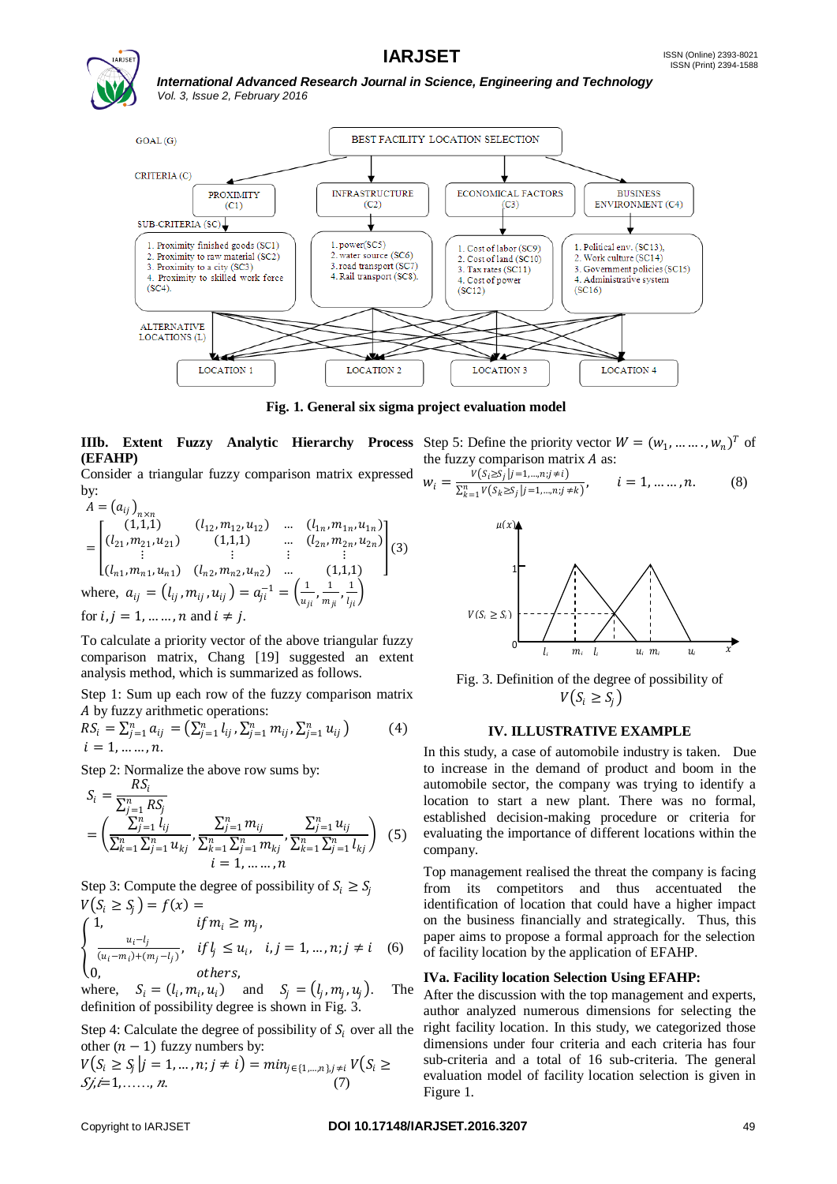GOAL (G)

BEST FACILITY LOCATION SELECTION

CRITERIA (C)

PROXIMITY (C1)

INFRASTRUCTURE (C2)

ECONOMICAL FACTORS (C3)

BUSINESS ENVIRONMENT (C4)

SUB-CRITERIA (SC)

1. Proximity finished goods (SC1)
2. Proximity to raw material (SC2)
3. Proximity to a city (SC3)
4. Proximity to skilled work force (SC4).

1. power(SC5)
2. water source (SC6)
3. road transport (SC7)
4. Rail transport (SC8).

1. Cost of labor (SC9)
2. Cost of land (SC10)
3. Tax rates (SC11)
4. Cost of power (SC12)

1. Political env. (SC13),
2. Work culture (SC14)
3. Government policies (SC15)
4. Administrative system (SC16)

ALTERNATIVE LOCATIONS (L)

LOCATION 1

LOCATION 2

LOCATION 3

LOCATION 4

**Fig. 1. General six sigma project evaluation model**

### IIIb. Extent Fuzzy Analytic Hierarchy Process (EFAHP)

Consider a triangular fuzzy comparison matrix expressed by:

$$A = (a_{ij})_{n\times n} = \begin{bmatrix} (1,1,1) & (l_{12},m_{12},u_{12}) & \dots & (l_{1n},m_{1n},u_{1n}) \\ (l_{21},m_{21},u_{21}) & (1,1,1) & \dots & (l_{2n},m_{2n},u_{2n}) \\ \vdots & \vdots & \vdots & \vdots \\ (l_{n1},m_{n1},u_{n1}) & (l_{n2},m_{n2},u_{n2}) & \dots & (1,1,1) \end{bmatrix} \quad (3)$$

where, $a_{ij} = (l_{ij}, m_{ij}, u_{ij}) = a_{ji}^{-1} = \left(\frac{1}{u_{ji}}, \frac{1}{m_{ji}}, \frac{1}{l_{ji}}\right)$

for $i, j = 1, \dots\dots, n$ and $i \neq j$.

To calculate a priority vector of the above triangular fuzzy comparison matrix, Chang [19] suggested an extent analysis method, which is summarized as follows.

Step 1: Sum up each row of the fuzzy comparison matrix $A$ by fuzzy arithmetic operations:

$$RS_i = \sum_{j=1}^{n} a_{ij} = \left(\sum_{j=1}^{n} l_{ij}, \sum_{j=1}^{n} m_{ij}, \sum_{j=1}^{n} u_{ij}\right) \quad (4)$$

$i = 1, \dots\dots, n.$

Step 2: Normalize the above row sums by:

$$S_i = \frac{RS_i}{\sum_{j=1}^{n} RS_j} = \left(\frac{\sum_{j=1}^{n} l_{ij}}{\sum_{k=1}^{n}\sum_{j=1}^{n} u_{kj}}, \frac{\sum_{j=1}^{n} m_{ij}}{\sum_{k=1}^{n}\sum_{j=1}^{n} m_{kj}}, \frac{\sum_{j=1}^{n} u_{ij}}{\sum_{k=1}^{n}\sum_{j=1}^{n} l_{kj}}\right) \quad (5)$$

$i = 1, \dots\dots, n$

Step 3: Compute the degree of possibility of $S_i \geq S_j$

$$V(S_i \geq S_j) = f(x) = \begin{cases} 1, & if\, m_i \geq m_j, \\ \frac{u_i - l_j}{(u_i - m_i) + (m_j - l_j)}, & if\, l_j \leq u_i, \quad i,j = 1, \dots, n; j \neq i \\ 0, & others, \end{cases} \quad (6)$$

where, $S_i = (l_i, m_i, u_i)$ and $S_j = (l_j, m_j, u_j)$. The definition of possibility degree is shown in Fig. 3.

Step 4: Calculate the degree of possibility of $S_i$ over all the other $(n-1)$ fuzzy numbers by:

$$V(S_i \geq S_j \mid j = 1, \dots, n; j \neq i) = min_{j \in \{1,\dots,n\}, j \neq i} V(S_i \geq S_j), i = 1, \dots\dots, n. \quad (7)$$

Step 5: Define the priority vector $W = (w_1, \dots\dots, w_n)^T$ of the fuzzy comparison matrix $A$ as:

$$w_i = \frac{V(S_i \geq S_j \mid j = 1, \dots, n; j \neq i)}{\sum_{k=1}^{n} V(S_k \geq S_j \mid j = 1, \dots, n; j \neq k)}, \qquad i = 1, \dots\dots, n. \quad (8)$$

$\mu(x)$

1

$V(S_i \geq S_j)$

0

$l_i$ $m_i$ $l_j$ $u_i$ $m_j$ $u_j$ $x$

Fig. 3. Definition of the degree of possibility of $V(S_i \geq S_j)$

## IV. ILLUSTRATIVE EXAMPLE

In this study, a case of automobile industry is taken. Due to increase in the demand of product and boom in the automobile sector, the company was trying to identify a location to start a new plant. There was no formal, established decision-making procedure or criteria for evaluating the importance of different locations within the company.

Top management realised the threat the company is facing from its competitors and thus accentuated the identification of location that could have a higher impact on the business financially and strategically. Thus, this paper aims to propose a formal approach for the selection of facility location by the application of EFAHP.

### IVa. Facility location Selection Using EFAHP:

After the discussion with the top management and experts, author analyzed numerous dimensions for selecting the right facility location. In this study, we categorized those dimensions under four criteria and each criteria has four sub-criteria and a total of 16 sub-criteria. The general evaluation model of facility location selection is given in Figure 1.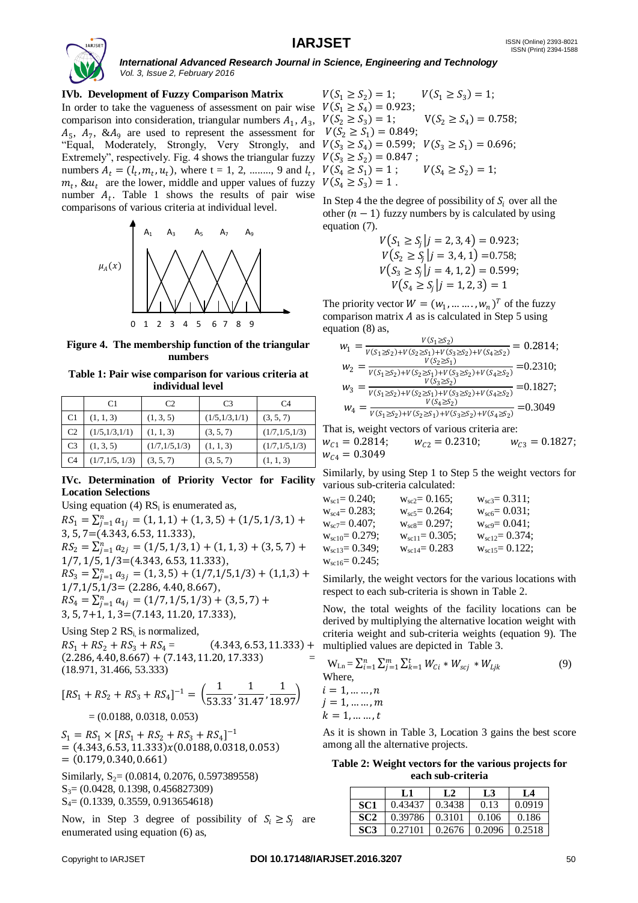### IVb. Development of Fuzzy Comparison Matrix

In order to take the vagueness of assessment on pair wise comparison into consideration, triangular numbers $A_1$, $A_3$, $A_5$, $A_7$, &$A_9$ are used to represent the assessment for "Equal, Moderately, Strongly, Very Strongly, and Extremely", respectively. Fig. 4 shows the triangular fuzzy numbers $A_t = (l_t, m_t, u_t)$, where t = 1, 2, ........, 9 and $l_t$, $m_t$, &$u_t$ are the lower, middle and upper values of fuzzy number $A_t$. Table 1 shows the results of pair wise comparisons of various criteria at individual level.

$A_1$ $A_3$ $A_5$ $A_7$ $A_9$

$\mu_A(x)$

0 1 2 3 4 5 6 7 8 9

**Figure 4. The membership function of the triangular numbers**

**Table 1: Pair wise comparison for various criteria at individual level**

| | C1 | C2 | C3 | C4 |
|---|---|---|---|---|
| C1 | (1, 1, 3) | (1, 3, 5) | (1/5,1/3,1/1) | (3, 5, 7) |
| C2 | (1/5,1/3,1/1) | (1, 1, 3) | (3, 5, 7) | (1/7,1/5,1/3) |
| C3 | (1, 3, 5) | (1/7,1/5,1/3) | (1, 1, 3) | (1/7,1/5,1/3) |
| C4 | (1/7,1/5, 1/3) | (3, 5, 7) | (3, 5, 7) | (1, 1, 3) |

### IVc. Determination of Priority Vector for Facility Location Selections

Using equation (4) $RS_i$ is enumerated as,

$RS_1 = \sum_{j=1}^{n} a_{1j} = (1,1,1) + (1,3,5) + (1/5,1/3,1) + 3,5,7 = (4.343, 6.53, 11.333)$,

$RS_2 = \sum_{j=1}^{n} a_{2j} = (1/5,1/3,1) + (1,1,3) + (3,5,7) + 1/7, 1/5, 1/3 = (4.343, 6.53, 11.333)$,

$RS_3 = \sum_{j=1}^{n} a_{3j} = (1,3,5) + (1/7,1/5,1/3) + (1,1,3) + 1/7,1/5,1/3 = (2.286, 4.40, 8.667)$,

$RS_4 = \sum_{j=1}^{n} a_{4j} = (1/7,1/5,1/3) + (3,5,7) + 3,5,7 + 1,1,3 = (7.143, 11.20, 17.333)$,

Using Step 2 $RS_i$ is normalized,

$RS_1 + RS_2 + RS_3 + RS_4 = (4.343, 6.53, 11.333) + (2.286, 4.40, 8.667) + (7.143, 11.20, 17.333) = (18.971, 31.466, 53.333)$

$$[RS_1 + RS_2 + RS_3 + RS_4]^{-1} = \left(\frac{1}{53.33}, \frac{1}{31.47}, \frac{1}{18.97}\right)$$

$= (0.0188, 0.0318, 0.053)$

$S_1 = RS_1 \times [RS_1 + RS_2 + RS_3 + RS_4]^{-1}$
$= (4.343, 6.53, 11.333) x (0.0188, 0.0318, 0.053)$
$= (0.179, 0.340, 0.661)$

Similarly, $S_2$= (0.0814, 0.2076, 0.597389558)
$S_3$= (0.0428, 0.1398, 0.456827309)
$S_4$= (0.1339, 0.3559, 0.913654618)

Now, in Step 3 degree of possibility of $S_i \geq S_j$ are enumerated using equation (6) as,

$V(S_1 \geq S_2) = 1$; $V(S_1 \geq S_3) = 1$; $V(S_1 \geq S_4) = 0.923$;
$V(S_2 \geq S_3) = 1$; $V(S_2 \geq S_4) = 0.758$; $V(S_2 \geq S_1) = 0.849$;
$V(S_3 \geq S_4) = 0.599$; $V(S_3 \geq S_1) = 0.696$; $V(S_3 \geq S_2) = 0.847$;
$V(S_4 \geq S_1) = 1$; $V(S_4 \geq S_2) = 1$; $V(S_4 \geq S_3) = 1$.

In Step 4 the the degree of possibility of $S_i$ over all the other $(n-1)$ fuzzy numbers by is calculated by using equation (7).

$$V(S_1 \geq S_j | j = 2,3,4) = 0.923;$$
$$V(S_2 \geq S_j | j = 3,4,1) = 0.758;$$
$$V(S_3 \geq S_j | j = 4,1,2) = 0.599;$$
$$V(S_4 \geq S_j | j = 1,2,3) = 1$$

The priority vector $W = (w_1, \ldots\ldots, w_n)^T$ of the fuzzy comparison matrix $A$ as is calculated in Step 5 using equation (8) as,

$$w_1 = \frac{V(S_1 \geq S_2)}{V(S_1 \geq S_2) + V(S_2 \geq S_1) + V(S_3 \geq S_2) + V(S_4 \geq S_2)} = 0.2814;$$
$$w_2 = \frac{V(S_2 \geq S_1)}{V(S_1 \geq S_2) + V(S_2 \geq S_1) + V(S_3 \geq S_2) + V(S_4 \geq S_2)} = 0.2310;$$
$$w_3 = \frac{V(S_3 \geq S_2)}{V(S_1 \geq S_2) + V(S_2 \geq S_1) + V(S_3 \geq S_2) + V(S_4 \geq S_2)} = 0.1827;$$
$$w_4 = \frac{V(S_4 \geq S_2)}{V(S_1 \geq S_2) + V(S_2 \geq S_1) + V(S_3 \geq S_2) + V(S_4 \geq S_2)} = 0.3049$$

That is, weight vectors of various criteria are:
$w_{C1} = 0.2814$; $w_{C2} = 0.2310$; $w_{C3} = 0.1827$; $w_{C4} = 0.3049$

Similarly, by using Step 1 to Step 5 the weight vectors for various sub-criteria calculated:

$w_{sc1}$= 0.240; $w_{sc2}$= 0.165; $w_{sc3}$= 0.311;
$w_{sc4}$= 0.283; $w_{sc5}$= 0.264; $w_{sc6}$= 0.031;
$w_{sc7}$= 0.407; $w_{sc8}$= 0.297; $w_{sc9}$= 0.041;
$w_{sc10}$= 0.279; $w_{sc11}$= 0.305; $w_{sc12}$= 0.374;
$w_{sc13}$= 0.349; $w_{sc14}$= 0.283 $w_{sc15}$= 0.122;
$w_{sc16}$= 0.245;

Similarly, the weight vectors for the various locations with respect to each sub-criteria is shown in Table 2.

Now, the total weights of the facility locations can be derived by multiplying the alternative location weight with criteria weight and sub-criteria weights (equation 9). The multiplied values are depicted in Table 3.

$$W_{Ln} = \sum_{i=1}^{n} \sum_{j=1}^{m} \sum_{k=1}^{t} W_{Ci} * W_{scj} * W_{Ljk} \quad (9)$$

Where,
$i = 1, \ldots\ldots, n$
$j = 1, \ldots\ldots, m$
$k = 1, \ldots\ldots, t$

As it is shown in Table 3, Location 3 gains the best score among all the alternative projects.

**Table 2: Weight vectors for the various projects for each sub-criteria**

| | L1 | L2 | L3 | L4 |
|---|---|---|---|---|
| **SC1** | 0.43437 | 0.3438 | 0.13 | 0.0919 |
| **SC2** | 0.39786 | 0.3101 | 0.106 | 0.186 |
| **SC3** | 0.27101 | 0.2676 | 0.2096 | 0.2518 |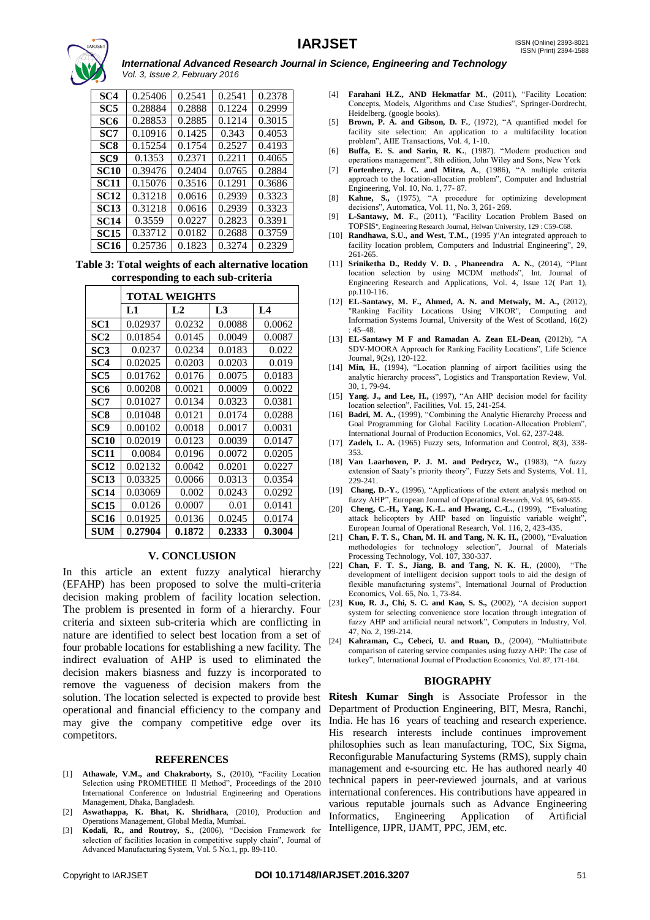| | | | | |
|---|---|---|---|---|
| **SC4** | 0.25406 | 0.2541 | 0.2541 | 0.2378 |
| **SC5** | 0.28884 | 0.2888 | 0.1224 | 0.2999 |
| **SC6** | 0.28853 | 0.2885 | 0.1214 | 0.3015 |
| **SC7** | 0.10916 | 0.1425 | 0.343 | 0.4053 |
| **SC8** | 0.15254 | 0.1754 | 0.2527 | 0.4193 |
| **SC9** | 0.1353 | 0.2371 | 0.2211 | 0.4065 |
| **SC10** | 0.39476 | 0.2404 | 0.0765 | 0.2884 |
| **SC11** | 0.15076 | 0.3516 | 0.1291 | 0.3686 |
| **SC12** | 0.31218 | 0.0616 | 0.2939 | 0.3323 |
| **SC13** | 0.31218 | 0.0616 | 0.2939 | 0.3323 |
| **SC14** | 0.3559 | 0.0227 | 0.2823 | 0.3391 |
| **SC15** | 0.33712 | 0.0182 | 0.2688 | 0.3759 |
| **SC16** | 0.25736 | 0.1823 | 0.3274 | 0.2329 |

**Table 3: Total weights of each alternative location corresponding to each sub-criteria**

| | **TOTAL WEIGHTS** | | | |
|---|---|---|---|---|
| | **L1** | **L2** | **L3** | **L4** |
| **SC1** | 0.02937 | 0.0232 | 0.0088 | 0.0062 |
| **SC2** | 0.01854 | 0.0145 | 0.0049 | 0.0087 |
| **SC3** | 0.0237 | 0.0234 | 0.0183 | 0.022 |
| **SC4** | 0.02025 | 0.0203 | 0.0203 | 0.019 |
| **SC5** | 0.01762 | 0.0176 | 0.0075 | 0.0183 |
| **SC6** | 0.00208 | 0.0021 | 0.0009 | 0.0022 |
| **SC7** | 0.01027 | 0.0134 | 0.0323 | 0.0381 |
| **SC8** | 0.01048 | 0.0121 | 0.0174 | 0.0288 |
| **SC9** | 0.00102 | 0.0018 | 0.0017 | 0.0031 |
| **SC10** | 0.02019 | 0.0123 | 0.0039 | 0.0147 |
| **SC11** | 0.0084 | 0.0196 | 0.0072 | 0.0205 |
| **SC12** | 0.02132 | 0.0042 | 0.0201 | 0.0227 |
| **SC13** | 0.03325 | 0.0066 | 0.0313 | 0.0354 |
| **SC14** | 0.03069 | 0.002 | 0.0243 | 0.0292 |
| **SC15** | 0.0126 | 0.0007 | 0.01 | 0.0141 |
| **SC16** | 0.01925 | 0.0136 | 0.0245 | 0.0174 |
| **SUM** | **0.27904** | **0.1872** | **0.2333** | **0.3004** |

## V. CONCLUSION

In this article an extent fuzzy analytical hierarchy (EFAHP) has been proposed to solve the multi-criteria decision making problem of facility location selection. The problem is presented in form of a hierarchy. Four criteria and sixteen sub-criteria which are conflicting in nature are identified to select best location from a set of four probable locations for establishing a new facility. The indirect evaluation of AHP is used to eliminated the decision makers biasness and fuzzy is incorporated to remove the vagueness of decision makers from the solution. The location selected is expected to provide best operational and financial efficiency to the company and may give the company competitive edge over its competitors.

## REFERENCES

[1] **Athawale, V.M., and Chakraborty, S.**, (2010), "Facility Location Selection using PROMETHEE II Method", Proceedings of the 2010 International Conference on Industrial Engineering and Operations Management, Dhaka, Bangladesh.

[2] **Aswathappa, K. Bhat, K. Shridhara**, (2010), Production and Operations Management, Global Media, Mumbai.

[3] **Kodali, R., and Routroy, S.**, (2006), "Decision Framework for selection of facilities location in competitive supply chain", Journal of Advanced Manufacturing System, Vol. 5 No.1, pp. 89-110.

[4] **Farahani H.Z., AND Hekmatfar M.**, (2011), "Facility Location: Concepts, Models, Algorithms and Case Studies", Springer-Dordrecht, Heidelberg. (google books).

[5] **Brown, P. A. and Gibson, D. F.**, (1972), "A quantified model for facility site selection: An application to a multifacility location problem", AIIE Transactions, Vol. 4, 1-10.

[6] **Buffa, E. S. and Sarin, R. K.**, (1987). "Modern production and operations management", 8th edition, John Wiley and Sons, New York

[7] **Fortenberry, J. C. and Mitra, A.**, (1986), "A multiple criteria approach to the location-allocation problem", Computer and Industrial Engineering, Vol. 10, No. 1, 77- 87.

[8] **Kahne, S.**, (1975), "A procedure for optimizing development decisions", Automatica, Vol. 11, No. 3, 261- 269.

[9] **L-Santawy, M. F.**, (2011), "Facility Location Problem Based on TOPSIS", Engineering Research Journal, Helwan University, 129 : C59-C68.

[10] **Randhawa, S.U., and West, T.M.,** (1995 )"An integrated approach to facility location problem, Computers and Industrial Engineering", 29, 261-265.

[11] **Sriniketha D., Reddy V. D. , Phaneendra A. N.**, (2014), "Plant location selection by using MCDM methods", Int. Journal of Engineering Research and Applications, Vol. 4, Issue 12( Part 1), pp.110-116.

[12] **EL-Santawy, M. F., Ahmed, A. N. and Metwaly, M. A.,** (2012), "Ranking Facility Locations Using VIKOR", Computing and Information Systems Journal, University of the West of Scotland, 16(2) : 45–48.

[13] **EL-Santawy M F and Ramadan A. Zean EL-Dean**, (2012b), "A SDV-MOORA Approach for Ranking Facility Locations", Life Science Journal, 9(2s), 120-122.

[14] **Min, H.**, (1994), "Location planning of airport facilities using the analytic hierarchy process", Logistics and Transportation Review, Vol. 30, 1, 79-94.

[15] **Yang. J., and Lee, H.,** (1997), "An AHP decision model for facility location selection", Facilities, Vol. 15, 241-254.

[16] **Badri, M. A.,** (1999), "Combining the Analytic Hierarchy Process and Goal Programming for Global Facility Location-Allocation Problem", International Journal of Production Economics, Vol. 62, 237-248.

[17] **Zadeh, L. A.** (1965) Fuzzy sets, Information and Control, 8(3), 338-353.

[18] **Van Laarhoven, P. J. M. and Pedrycz, W.,** (1983), "A fuzzy extension of Saaty's priority theory", Fuzzy Sets and Systems, Vol. 11, 229-241.

[19] **Chang, D.-Y.**, (1996), "Applications of the extent analysis method on fuzzy AHP", European Journal of Operational Research, Vol. 95, 649-655.

[20] **Cheng, C.-H., Yang, K.-L. and Hwang, C.-L.**, (1999), "Evaluating attack helicopters by AHP based on linguistic variable weight", European Journal of Operational Research, Vol. 116, 2, 423-435.

[21] **Chan, F. T. S., Chan, M. H. and Tang, N. K. H.,** (2000), "Evaluation methodologies for technology selection", Journal of Materials Processing Technology, Vol. 107, 330-337.

[22] **Chan, F. T. S., Jiang, B. and Tang, N. K. H.**, (2000), "The development of intelligent decision support tools to aid the design of flexible manufacturing systems", International Journal of Production Economics, Vol. 65, No. 1, 73-84.

[23] **Kuo, R. J., Chi, S. C. and Kao, S. S.,** (2002), "A decision support system for selecting convenience store location through integration of fuzzy AHP and artificial neural network", Computers in Industry, Vol. 47, No. 2, 199-214.

[24] **Kahraman, C., Cebeci, U. and Ruan, D.**, (2004), "Multiattribute comparison of catering service companies using fuzzy AHP: The case of turkey", International Journal of Production Economics, Vol. 87, 171-184.

## BIOGRAPHY

**Ritesh Kumar Singh** is Associate Professor in the Department of Production Engineering, BIT, Mesra, Ranchi, India. He has 16 years of teaching and research experience. His research interests include continues improvement philosophies such as lean manufacturing, TOC, Six Sigma, Reconfigurable Manufacturing Systems (RMS), supply chain management and e-sourcing etc. He has authored nearly 40 technical papers in peer-reviewed journals, and at various international conferences. His contributions have appeared in various reputable journals such as Advance Engineering Informatics, Engineering Application of Artificial Intelligence, IJPR, IJAMT, PPC, JEM, etc.